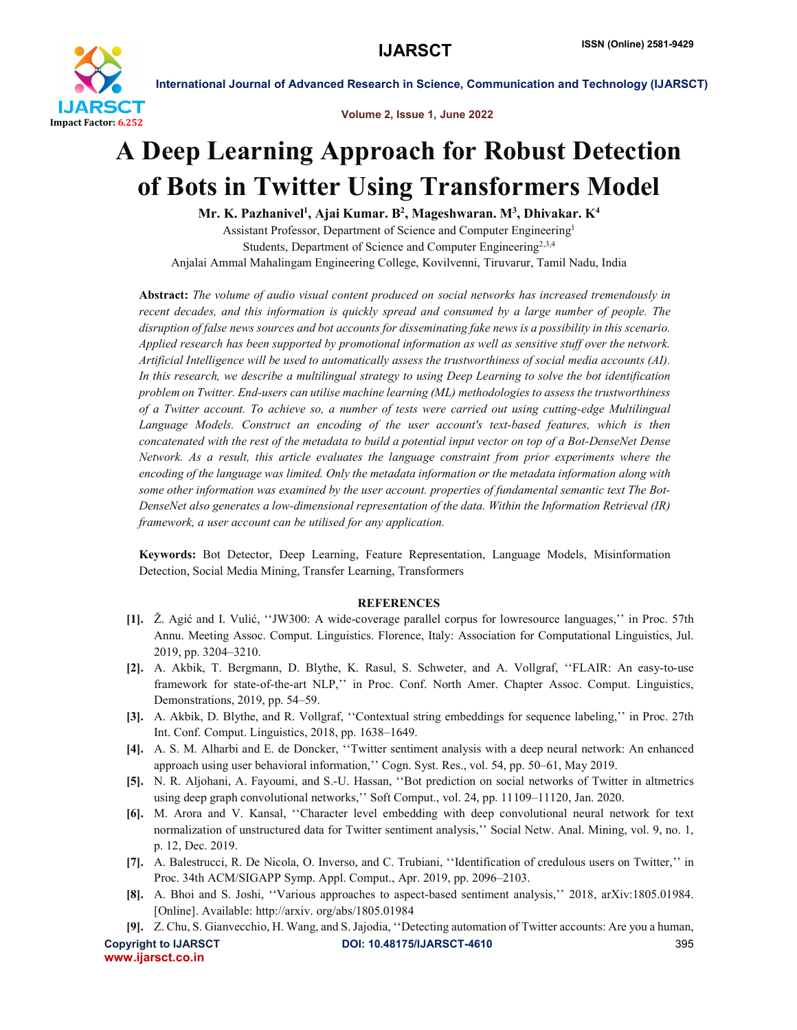# A Deep Learning Approach for Robust Detection of Bots in Twitter Using Transformers Model

**Mr. K. Pazhanivel[1], Ajai Kumar. B[2], Mageshwaran. M[3], Dhivakar. K[4]**

Assistant Professor, Department of Science and Computer Engineering[1]

Students, Department of Science and Computer Engineering[2,3,4]

Anjalai Ammal Mahalingam Engineering College, Kovilvenni, Tiruvarur, Tamil Nadu, India

**Abstract:** *The volume of audio visual content produced on social networks has increased tremendously in recent decades, and this information is quickly spread and consumed by a large number of people. The disruption of false news sources and bot accounts for disseminating fake news is a possibility in this scenario. Applied research has been supported by promotional information as well as sensitive stuff over the network. Artificial Intelligence will be used to automatically assess the trustworthiness of social media accounts (AI). In this research, we describe a multilingual strategy to using Deep Learning to solve the bot identification problem on Twitter. End-users can utilise machine learning (ML) methodologies to assess the trustworthiness of a Twitter account. To achieve so, a number of tests were carried out using cutting-edge Multilingual Language Models. Construct an encoding of the user account's text-based features, which is then concatenated with the rest of the metadata to build a potential input vector on top of a Bot-DenseNet Dense Network. As a result, this article evaluates the language constraint from prior experiments where the encoding of the language was limited. Only the metadata information or the metadata information along with some other information was examined by the user account. properties of fundamental semantic text The Bot-DenseNet also generates a low-dimensional representation of the data. Within the Information Retrieval (IR) framework, a user account can be utilised for any application.*

**Keywords:** Bot Detector, Deep Learning, Feature Representation, Language Models, Misinformation Detection, Social Media Mining, Transfer Learning, Transformers

## REFERENCES

[1]. Ž. Agić and I. Vulić, ''JW300: A wide-coverage parallel corpus for lowresource languages,'' in Proc. 57th Annu. Meeting Assoc. Comput. Linguistics. Florence, Italy: Association for Computational Linguistics, Jul. 2019, pp. 3204–3210.

[2]. A. Akbik, T. Bergmann, D. Blythe, K. Rasul, S. Schweter, and A. Vollgraf, ''FLAIR: An easy-to-use framework for state-of-the-art NLP,'' in Proc. Conf. North Amer. Chapter Assoc. Comput. Linguistics, Demonstrations, 2019, pp. 54–59.

[3]. A. Akbik, D. Blythe, and R. Vollgraf, ''Contextual string embeddings for sequence labeling,'' in Proc. 27th Int. Conf. Comput. Linguistics, 2018, pp. 1638–1649.

[4]. A. S. M. Alharbi and E. de Doncker, ''Twitter sentiment analysis with a deep neural network: An enhanced approach using user behavioral information,'' Cogn. Syst. Res., vol. 54, pp. 50–61, May 2019.

[5]. N. R. Aljohani, A. Fayoumi, and S.-U. Hassan, ''Bot prediction on social networks of Twitter in altmetrics using deep graph convolutional networks,'' Soft Comput., vol. 24, pp. 11109–11120, Jan. 2020.

[6]. M. Arora and V. Kansal, ''Character level embedding with deep convolutional neural network for text normalization of unstructured data for Twitter sentiment analysis,'' Social Netw. Anal. Mining, vol. 9, no. 1, p. 12, Dec. 2019.

[7]. A. Balestrucci, R. De Nicola, O. Inverso, and C. Trubiani, ''Identification of credulous users on Twitter,'' in Proc. 34th ACM/SIGAPP Symp. Appl. Comput., Apr. 2019, pp. 2096–2103.

[8]. A. Bhoi and S. Joshi, ''Various approaches to aspect-based sentiment analysis,'' 2018, arXiv:1805.01984. [Online]. Available: http://arxiv. org/abs/1805.01984

[9]. Z. Chu, S. Gianvecchio, H. Wang, and S. Jajodia, ''Detecting automation of Twitter accounts: Are you a human,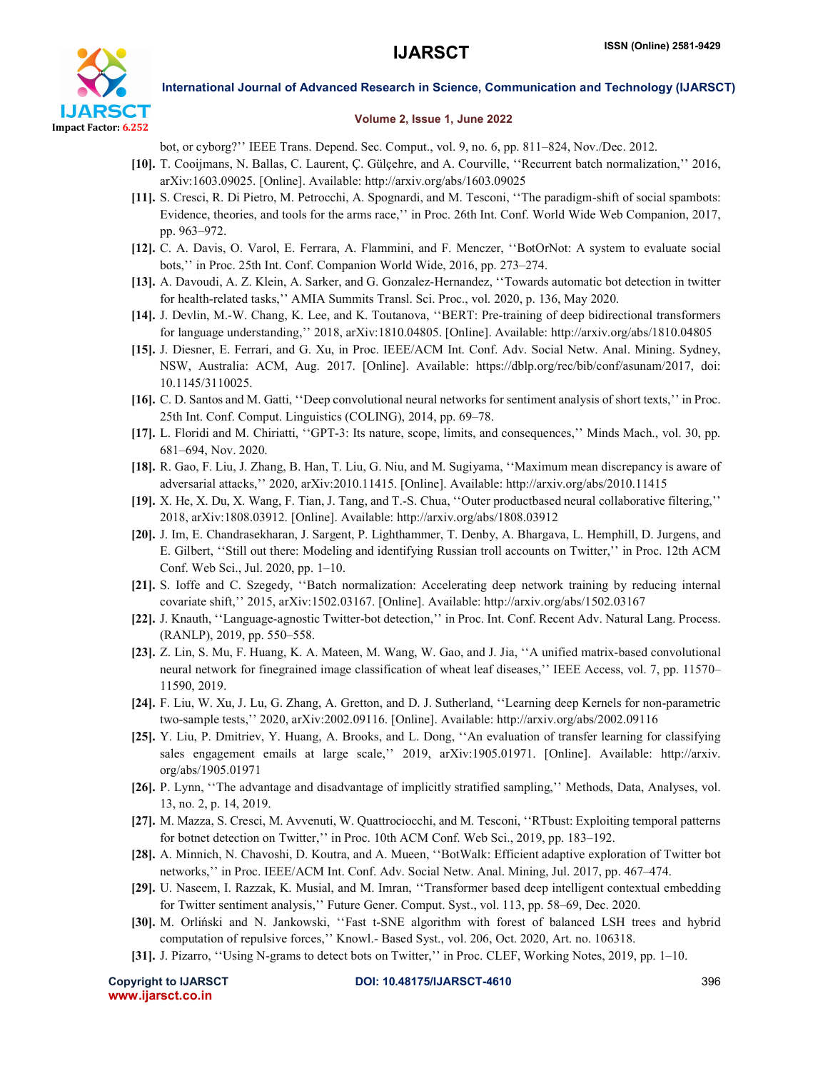bot, or cyborg?'' IEEE Trans. Depend. Sec. Comput., vol. 9, no. 6, pp. 811–824, Nov./Dec. 2012.

**[10].** T. Cooijmans, N. Ballas, C. Laurent, Ç. Gülçehre, and A. Courville, ''Recurrent batch normalization,'' 2016, arXiv:1603.09025. [Online]. Available: http://arxiv.org/abs/1603.09025

**[11].** S. Cresci, R. Di Pietro, M. Petrocchi, A. Spognardi, and M. Tesconi, ''The paradigm-shift of social spambots: Evidence, theories, and tools for the arms race,'' in Proc. 26th Int. Conf. World Wide Web Companion, 2017, pp. 963–972.

**[12].** C. A. Davis, O. Varol, E. Ferrara, A. Flammini, and F. Menczer, ''BotOrNot: A system to evaluate social bots,'' in Proc. 25th Int. Conf. Companion World Wide, 2016, pp. 273–274.

**[13].** A. Davoudi, A. Z. Klein, A. Sarker, and G. Gonzalez-Hernandez, ''Towards automatic bot detection in twitter for health-related tasks,'' AMIA Summits Transl. Sci. Proc., vol. 2020, p. 136, May 2020.

**[14].** J. Devlin, M.-W. Chang, K. Lee, and K. Toutanova, ''BERT: Pre-training of deep bidirectional transformers for language understanding,'' 2018, arXiv:1810.04805. [Online]. Available: http://arxiv.org/abs/1810.04805

**[15].** J. Diesner, E. Ferrari, and G. Xu, in Proc. IEEE/ACM Int. Conf. Adv. Social Netw. Anal. Mining. Sydney, NSW, Australia: ACM, Aug. 2017. [Online]. Available: https://dblp.org/rec/bib/conf/asunam/2017, doi: 10.1145/3110025.

**[16].** C. D. Santos and M. Gatti, ''Deep convolutional neural networks for sentiment analysis of short texts,'' in Proc. 25th Int. Conf. Comput. Linguistics (COLING), 2014, pp. 69–78.

**[17].** L. Floridi and M. Chiriatti, ''GPT-3: Its nature, scope, limits, and consequences,'' Minds Mach., vol. 30, pp. 681–694, Nov. 2020.

**[18].** R. Gao, F. Liu, J. Zhang, B. Han, T. Liu, G. Niu, and M. Sugiyama, ''Maximum mean discrepancy is aware of adversarial attacks,'' 2020, arXiv:2010.11415. [Online]. Available: http://arxiv.org/abs/2010.11415

**[19].** X. He, X. Du, X. Wang, F. Tian, J. Tang, and T.-S. Chua, ''Outer productbased neural collaborative filtering,'' 2018, arXiv:1808.03912. [Online]. Available: http://arxiv.org/abs/1808.03912

**[20].** J. Im, E. Chandrasekharan, J. Sargent, P. Lighthammer, T. Denby, A. Bhargava, L. Hemphill, D. Jurgens, and E. Gilbert, ''Still out there: Modeling and identifying Russian troll accounts on Twitter,'' in Proc. 12th ACM Conf. Web Sci., Jul. 2020, pp. 1–10.

**[21].** S. Ioffe and C. Szegedy, ''Batch normalization: Accelerating deep network training by reducing internal covariate shift,'' 2015, arXiv:1502.03167. [Online]. Available: http://arxiv.org/abs/1502.03167

**[22].** J. Knauth, ''Language-agnostic Twitter-bot detection,'' in Proc. Int. Conf. Recent Adv. Natural Lang. Process. (RANLP), 2019, pp. 550–558.

**[23].** Z. Lin, S. Mu, F. Huang, K. A. Mateen, M. Wang, W. Gao, and J. Jia, ''A unified matrix-based convolutional neural network for finegrained image classification of wheat leaf diseases,'' IEEE Access, vol. 7, pp. 11570–11590, 2019.

**[24].** F. Liu, W. Xu, J. Lu, G. Zhang, A. Gretton, and D. J. Sutherland, ''Learning deep Kernels for non-parametric two-sample tests,'' 2020, arXiv:2002.09116. [Online]. Available: http://arxiv.org/abs/2002.09116

**[25].** Y. Liu, P. Dmitriev, Y. Huang, A. Brooks, and L. Dong, ''An evaluation of transfer learning for classifying sales engagement emails at large scale,'' 2019, arXiv:1905.01971. [Online]. Available: http://arxiv.org/abs/1905.01971

**[26].** P. Lynn, ''The advantage and disadvantage of implicitly stratified sampling,'' Methods, Data, Analyses, vol. 13, no. 2, p. 14, 2019.

**[27].** M. Mazza, S. Cresci, M. Avvenuti, W. Quattrociocchi, and M. Tesconi, ''RTbust: Exploiting temporal patterns for botnet detection on Twitter,'' in Proc. 10th ACM Conf. Web Sci., 2019, pp. 183–192.

**[28].** A. Minnich, N. Chavoshi, D. Koutra, and A. Mueen, ''BotWalk: Efficient adaptive exploration of Twitter bot networks,'' in Proc. IEEE/ACM Int. Conf. Adv. Social Netw. Anal. Mining, Jul. 2017, pp. 467–474.

**[29].** U. Naseem, I. Razzak, K. Musial, and M. Imran, ''Transformer based deep intelligent contextual embedding for Twitter sentiment analysis,'' Future Gener. Comput. Syst., vol. 113, pp. 58–69, Dec. 2020.

**[30].** M. Orliński and N. Jankowski, ''Fast t-SNE algorithm with forest of balanced LSH trees and hybrid computation of repulsive forces,'' Knowl.- Based Syst., vol. 206, Oct. 2020, Art. no. 106318.

**[31].** J. Pizarro, ''Using N-grams to detect bots on Twitter,'' in Proc. CLEF, Working Notes, 2019, pp. 1–10.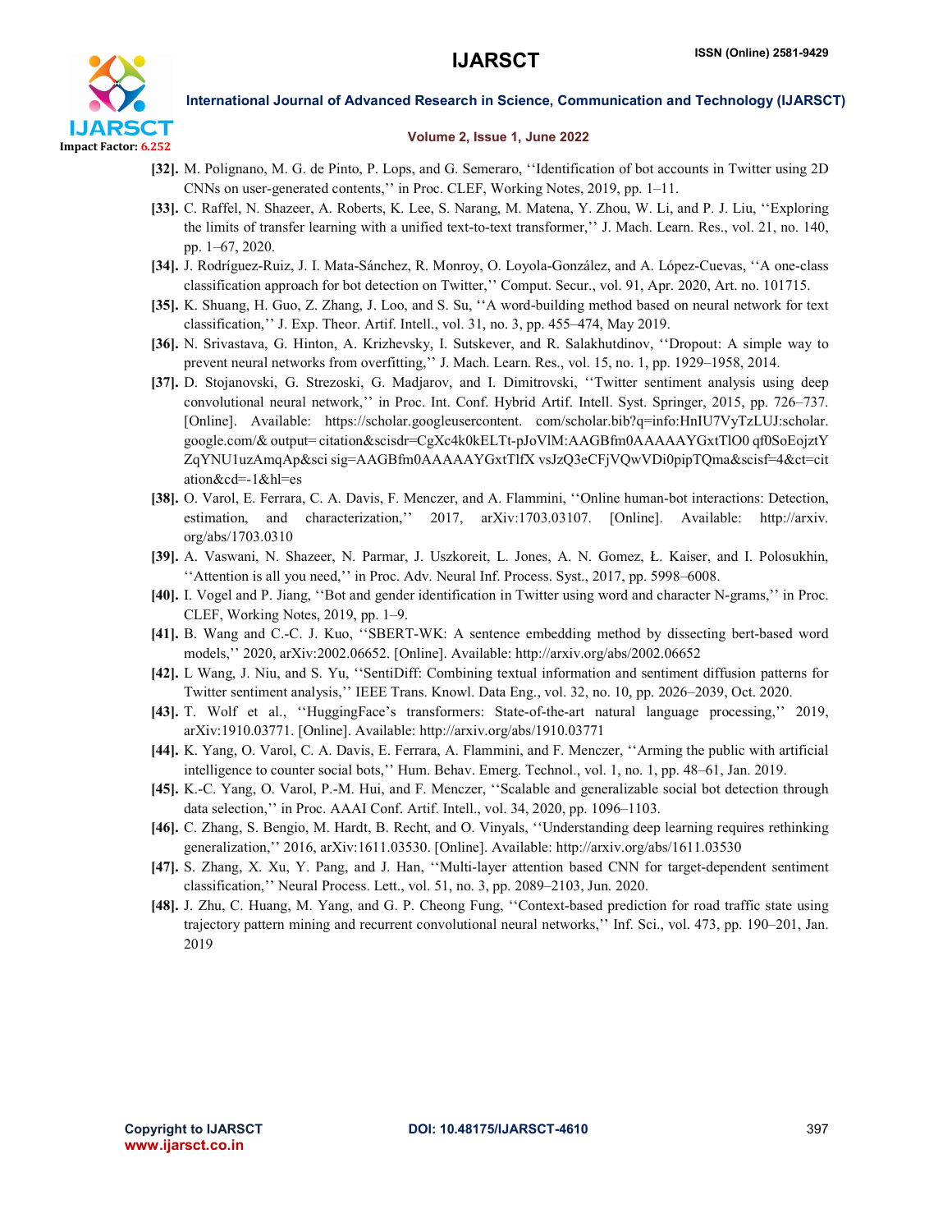[32]. M. Polignano, M. G. de Pinto, P. Lops, and G. Semeraro, ''Identification of bot accounts in Twitter using 2D CNNs on user-generated contents,'' in Proc. CLEF, Working Notes, 2019, pp. 1–11.

[33]. C. Raffel, N. Shazeer, A. Roberts, K. Lee, S. Narang, M. Matena, Y. Zhou, W. Li, and P. J. Liu, ''Exploring the limits of transfer learning with a unified text-to-text transformer,'' J. Mach. Learn. Res., vol. 21, no. 140, pp. 1–67, 2020.

[34]. J. Rodríguez-Ruiz, J. I. Mata-Sánchez, R. Monroy, O. Loyola-González, and A. López-Cuevas, ''A one-class classification approach for bot detection on Twitter,'' Comput. Secur., vol. 91, Apr. 2020, Art. no. 101715.

[35]. K. Shuang, H. Guo, Z. Zhang, J. Loo, and S. Su, ''A word-building method based on neural network for text classification,'' J. Exp. Theor. Artif. Intell., vol. 31, no. 3, pp. 455–474, May 2019.

[36]. N. Srivastava, G. Hinton, A. Krizhevsky, I. Sutskever, and R. Salakhutdinov, ''Dropout: A simple way to prevent neural networks from overfitting,'' J. Mach. Learn. Res., vol. 15, no. 1, pp. 1929–1958, 2014.

[37]. D. Stojanovski, G. Strezoski, G. Madjarov, and I. Dimitrovski, ''Twitter sentiment analysis using deep convolutional neural network,'' in Proc. Int. Conf. Hybrid Artif. Intell. Syst. Springer, 2015, pp. 726–737. [Online]. Available: https://scholar.googleusercontent. com/scholar.bib?q=info:HnIU7VyTzLUJ:scholar. google.com/& output= citation&scisdr=CgXc4k0kELTt-pJoVlM:AAGBfm0AAAAAYGxtTlO0 qf0SoEojztYZqYNU1uzAmqAp&sci sig=AAGBfm0AAAAAYGxtTlfX vsJzQ3eCFjVQwVDi0pipTQma&scisf=4&ct=citation&cd=-1&hl=es

[38]. O. Varol, E. Ferrara, C. A. Davis, F. Menczer, and A. Flammini, ''Online human-bot interactions: Detection, estimation, and characterization,'' 2017, arXiv:1703.03107. [Online]. Available: http://arxiv. org/abs/1703.0310

[39]. A. Vaswani, N. Shazeer, N. Parmar, J. Uszkoreit, L. Jones, A. N. Gomez, Ł. Kaiser, and I. Polosukhin, ''Attention is all you need,'' in Proc. Adv. Neural Inf. Process. Syst., 2017, pp. 5998–6008.

[40]. I. Vogel and P. Jiang, ''Bot and gender identification in Twitter using word and character N-grams,'' in Proc. CLEF, Working Notes, 2019, pp. 1–9.

[41]. B. Wang and C.-C. J. Kuo, ''SBERT-WK: A sentence embedding method by dissecting bert-based word models,'' 2020, arXiv:2002.06652. [Online]. Available: http://arxiv.org/abs/2002.06652

[42]. L Wang, J. Niu, and S. Yu, ''SentiDiff: Combining textual information and sentiment diffusion patterns for Twitter sentiment analysis,'' IEEE Trans. Knowl. Data Eng., vol. 32, no. 10, pp. 2026–2039, Oct. 2020.

[43]. T. Wolf et al., ''HuggingFace's transformers: State-of-the-art natural language processing,'' 2019, arXiv:1910.03771. [Online]. Available: http://arxiv.org/abs/1910.03771

[44]. K. Yang, O. Varol, C. A. Davis, E. Ferrara, A. Flammini, and F. Menczer, ''Arming the public with artificial intelligence to counter social bots,'' Hum. Behav. Emerg. Technol., vol. 1, no. 1, pp. 48–61, Jan. 2019.

[45]. K.-C. Yang, O. Varol, P.-M. Hui, and F. Menczer, ''Scalable and generalizable social bot detection through data selection,'' in Proc. AAAI Conf. Artif. Intell., vol. 34, 2020, pp. 1096–1103.

[46]. C. Zhang, S. Bengio, M. Hardt, B. Recht, and O. Vinyals, ''Understanding deep learning requires rethinking generalization,'' 2016, arXiv:1611.03530. [Online]. Available: http://arxiv.org/abs/1611.03530

[47]. S. Zhang, X. Xu, Y. Pang, and J. Han, ''Multi-layer attention based CNN for target-dependent sentiment classification,'' Neural Process. Lett., vol. 51, no. 3, pp. 2089–2103, Jun. 2020.

[48]. J. Zhu, C. Huang, M. Yang, and G. P. Cheong Fung, ''Context-based prediction for road traffic state using trajectory pattern mining and recurrent convolutional neural networks,'' Inf. Sci., vol. 473, pp. 190–201, Jan. 2019